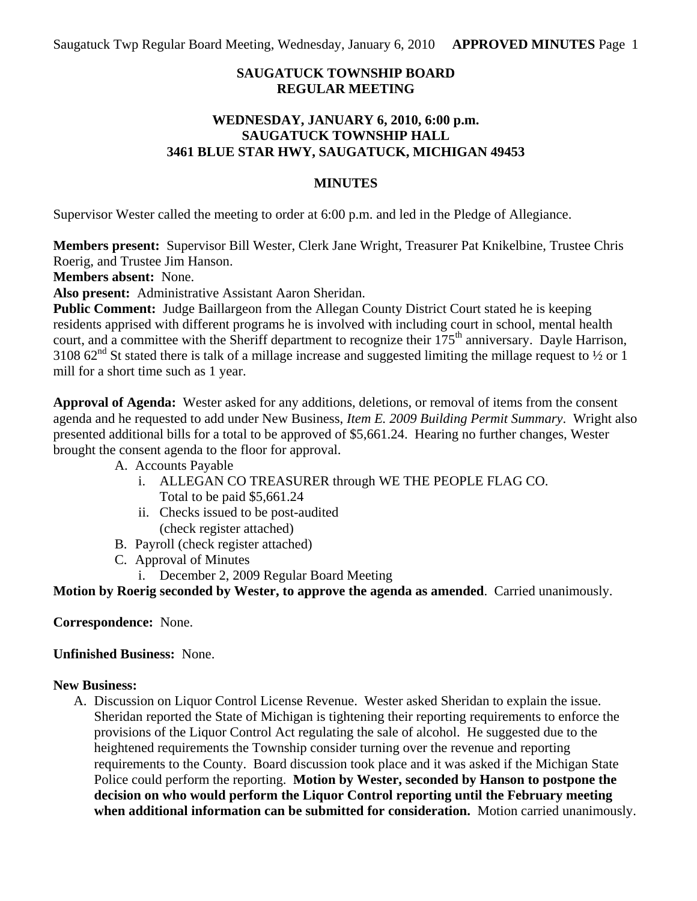# SAUGATUCK TOWNSHIP BOARD
## REGULAR MEETING

### WEDNESDAY, JANUARY 6, 2010, 6:00 p.m.
### SAUGATUCK TOWNSHIP HALL
### 3461 BLUE STAR HWY, SAUGATUCK, MICHIGAN 49453

## MINUTES

Supervisor Wester called the meeting to order at 6:00 p.m. and led in the Pledge of Allegiance.

**Members present:** Supervisor Bill Wester, Clerk Jane Wright, Treasurer Pat Knikelbine, Trustee Chris Roerig, and Trustee Jim Hanson.
**Members absent:** None.
**Also present:** Administrative Assistant Aaron Sheridan.
**Public Comment:** Judge Baillargeon from the Allegan County District Court stated he is keeping residents apprised with different programs he is involved with including court in school, mental health court, and a committee with the Sheriff department to recognize their 175th anniversary. Dayle Harrison, 3108 62nd St stated there is talk of a millage increase and suggested limiting the millage request to ½ or 1 mill for a short time such as 1 year.

**Approval of Agenda:** Wester asked for any additions, deletions, or removal of items from the consent agenda and he requested to add under New Business, *Item E. 2009 Building Permit Summary*. Wright also presented additional bills for a total to be approved of $5,661.24. Hearing no further changes, Wester brought the consent agenda to the floor for approval.

A. Accounts Payable
   i. ALLEGAN CO TREASURER through WE THE PEOPLE FLAG CO.
      Total to be paid $5,661.24
   ii. Checks issued to be post-audited
      (check register attached)
B. Payroll (check register attached)
C. Approval of Minutes
   i. December 2, 2009 Regular Board Meeting

**Motion by Roerig seconded by Wester, to approve the agenda as amended**. Carried unanimously.

**Correspondence:** None.

**Unfinished Business:** None.

**New Business:**

A. Discussion on Liquor Control License Revenue. Wester asked Sheridan to explain the issue. Sheridan reported the State of Michigan is tightening their reporting requirements to enforce the provisions of the Liquor Control Act regulating the sale of alcohol. He suggested due to the heightened requirements the Township consider turning over the revenue and reporting requirements to the County. Board discussion took place and it was asked if the Michigan State Police could perform the reporting. **Motion by Wester, seconded by Hanson to postpone the decision on who would perform the Liquor Control reporting until the February meeting when additional information can be submitted for consideration.** Motion carried unanimously.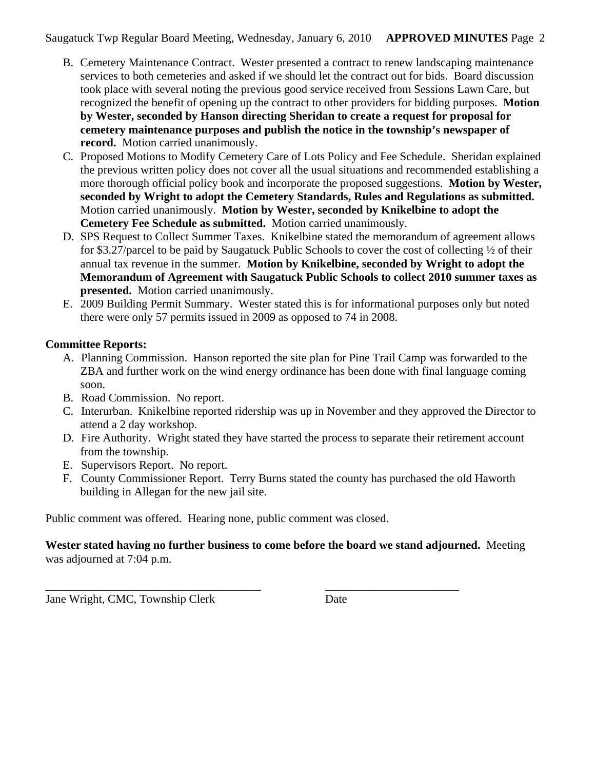B. Cemetery Maintenance Contract. Wester presented a contract to renew landscaping maintenance services to both cemeteries and asked if we should let the contract out for bids. Board discussion took place with several noting the previous good service received from Sessions Lawn Care, but recognized the benefit of opening up the contract to other providers for bidding purposes. **Motion by Wester, seconded by Hanson directing Sheridan to create a request for proposal for cemetery maintenance purposes and publish the notice in the township's newspaper of record.** Motion carried unanimously.

C. Proposed Motions to Modify Cemetery Care of Lots Policy and Fee Schedule. Sheridan explained the previous written policy does not cover all the usual situations and recommended establishing a more thorough official policy book and incorporate the proposed suggestions. **Motion by Wester, seconded by Wright to adopt the Cemetery Standards, Rules and Regulations as submitted.** Motion carried unanimously. **Motion by Wester, seconded by Knikelbine to adopt the Cemetery Fee Schedule as submitted.** Motion carried unanimously.

D. SPS Request to Collect Summer Taxes. Knikelbine stated the memorandum of agreement allows for $3.27/parcel to be paid by Saugatuck Public Schools to cover the cost of collecting ½ of their annual tax revenue in the summer. **Motion by Knikelbine, seconded by Wright to adopt the Memorandum of Agreement with Saugatuck Public Schools to collect 2010 summer taxes as presented.** Motion carried unanimously.

E. 2009 Building Permit Summary. Wester stated this is for informational purposes only but noted there were only 57 permits issued in 2009 as opposed to 74 in 2008.

**Committee Reports:**

A. Planning Commission. Hanson reported the site plan for Pine Trail Camp was forwarded to the ZBA and further work on the wind energy ordinance has been done with final language coming soon.

B. Road Commission. No report.

C. Interurban. Knikelbine reported ridership was up in November and they approved the Director to attend a 2 day workshop.

D. Fire Authority. Wright stated they have started the process to separate their retirement account from the township.

E. Supervisors Report. No report.

F. County Commissioner Report. Terry Burns stated the county has purchased the old Haworth building in Allegan for the new jail site.

Public comment was offered. Hearing none, public comment was closed.

**Wester stated having no further business to come before the board we stand adjourned.** Meeting was adjourned at 7:04 p.m.

_______________________________________ ________________________

Jane Wright, CMC, Township Clerk Date